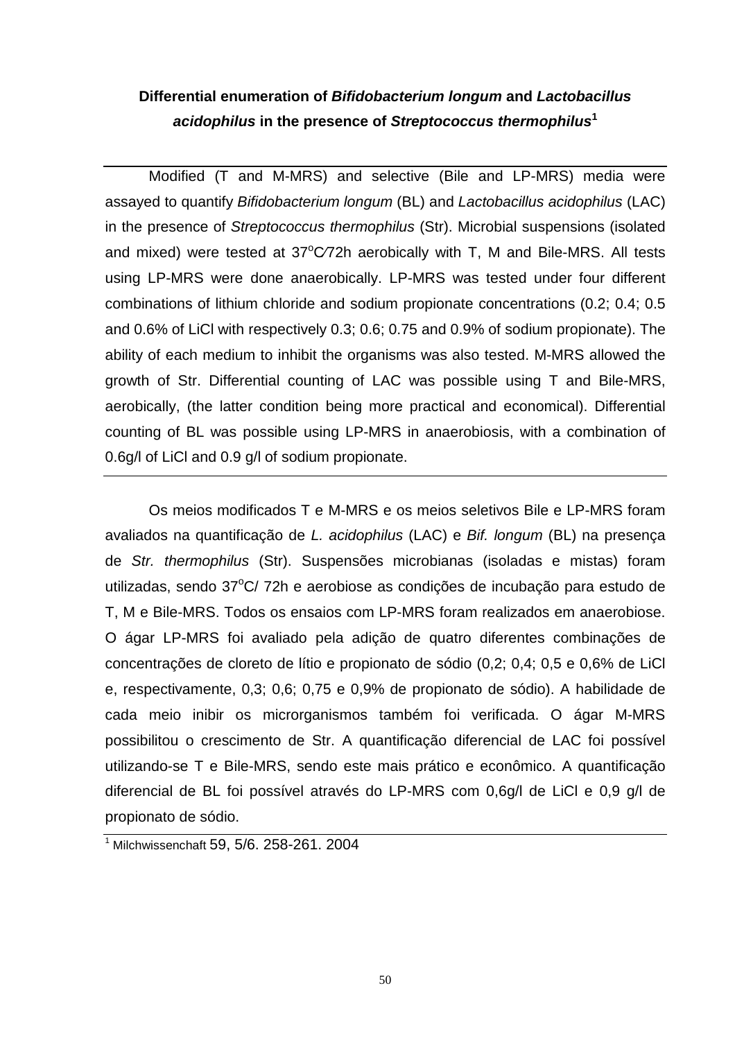## Differential enumeration of *Bifidobacterium longum* and *Lactobacillus acidophilus* in the presence of *Streptococcus thermophilus*[1]

---

Modified (T and M-MRS) and selective (Bile and LP-MRS) media were assayed to quantify *Bifidobacterium longum* (BL) and *Lactobacillus acidophilus* (LAC) in the presence of *Streptococcus thermophilus* (Str). Microbial suspensions (isolated and mixed) were tested at 37$^{o}$C/72h aerobically with T, M and Bile-MRS. All tests using LP-MRS were done anaerobically. LP-MRS was tested under four different combinations of lithium chloride and sodium propionate concentrations (0.2; 0.4; 0.5 and 0.6% of LiCl with respectively 0.3; 0.6; 0.75 and 0.9% of sodium propionate). The ability of each medium to inhibit the organisms was also tested. M-MRS allowed the growth of Str. Differential counting of LAC was possible using T and Bile-MRS, aerobically, (the latter condition being more practical and economical). Differential counting of BL was possible using LP-MRS in anaerobiosis, with a combination of 0.6g/l of LiCl and 0.9 g/l of sodium propionate.

---

Os meios modificados T e M-MRS e os meios seletivos Bile e LP-MRS foram avaliados na quantificação de *L. acidophilus* (LAC) e *Bif. longum* (BL) na presença de *Str. thermophilus* (Str). Suspensões microbianas (isoladas e mistas) foram utilizadas, sendo 37$^{o}$C/ 72h e aerobiose as condições de incubação para estudo de T, M e Bile-MRS. Todos os ensaios com LP-MRS foram realizados em anaerobiose. O ágar LP-MRS foi avaliado pela adição de quatro diferentes combinações de concentrações de cloreto de lítio e propionato de sódio (0,2; 0,4; 0,5 e 0,6% de LiCl e, respectivamente, 0,3; 0,6; 0,75 e 0,9% de propionato de sódio). A habilidade de cada meio inibir os microrganismos também foi verificada. O ágar M-MRS possibilitou o crescimento de Str. A quantificação diferencial de LAC foi possível utilizando-se T e Bile-MRS, sendo este mais prático e econômico. A quantificação diferencial de BL foi possível através do LP-MRS com 0,6g/l de LiCl e 0,9 g/l de propionato de sódio.

---

[1] Milchwissenchaft 59, 5/6. 258-261. 2004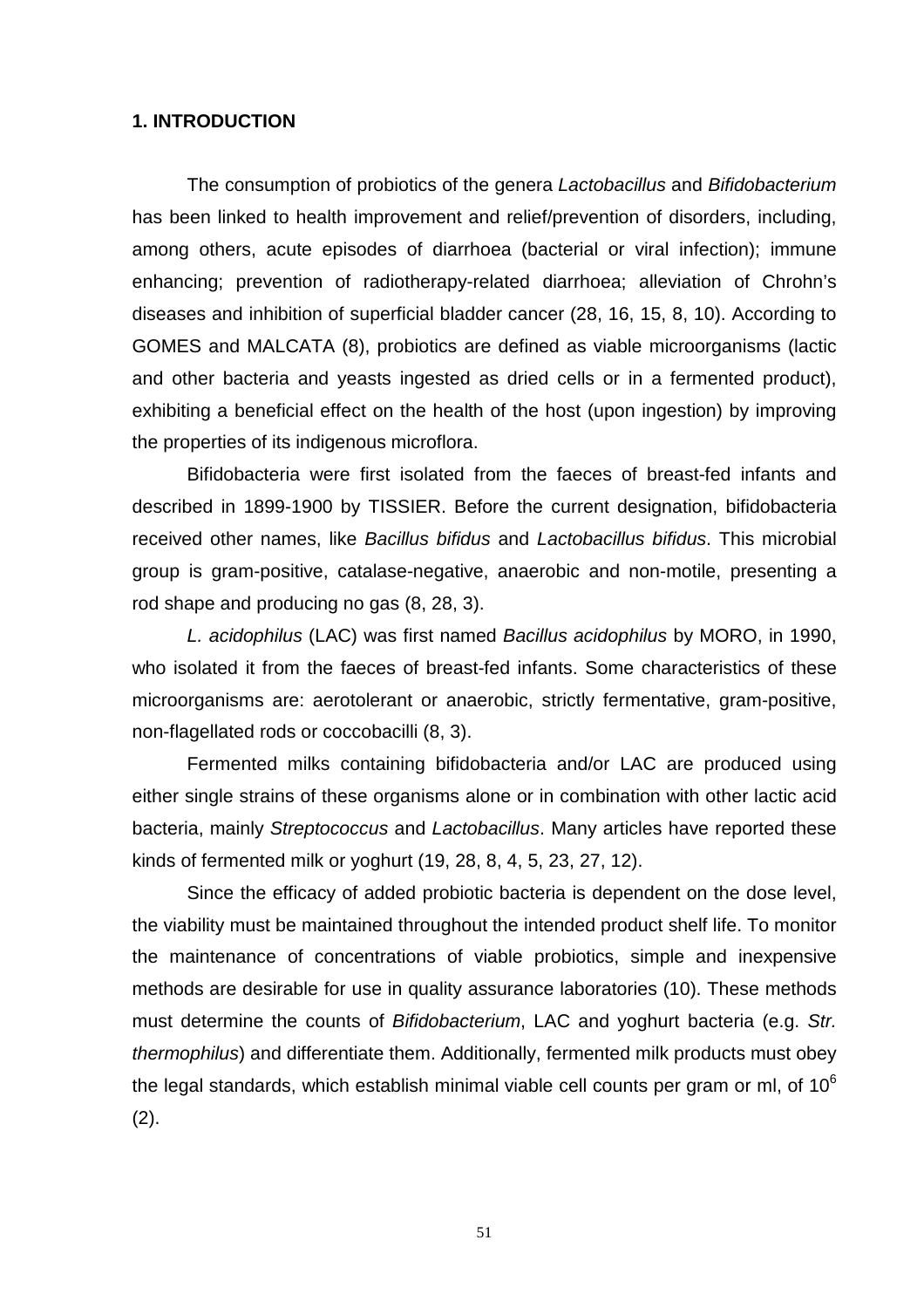## 1. INTRODUCTION

The consumption of probiotics of the genera *Lactobacillus* and *Bifidobacterium* has been linked to health improvement and relief/prevention of disorders, including, among others, acute episodes of diarrhoea (bacterial or viral infection); immune enhancing; prevention of radiotherapy-related diarrhoea; alleviation of Chrohn's diseases and inhibition of superficial bladder cancer (28, 16, 15, 8, 10). According to GOMES and MALCATA (8), probiotics are defined as viable microorganisms (lactic and other bacteria and yeasts ingested as dried cells or in a fermented product), exhibiting a beneficial effect on the health of the host (upon ingestion) by improving the properties of its indigenous microflora.

Bifidobacteria were first isolated from the faeces of breast-fed infants and described in 1899-1900 by TISSIER. Before the current designation, bifidobacteria received other names, like *Bacillus bifidus* and *Lactobacillus bifidus*. This microbial group is gram-positive, catalase-negative, anaerobic and non-motile, presenting a rod shape and producing no gas (8, 28, 3).

*L. acidophilus* (LAC) was first named *Bacillus acidophilus* by MORO, in 1990, who isolated it from the faeces of breast-fed infants. Some characteristics of these microorganisms are: aerotolerant or anaerobic, strictly fermentative, gram-positive, non-flagellated rods or coccobacilli (8, 3).

Fermented milks containing bifidobacteria and/or LAC are produced using either single strains of these organisms alone or in combination with other lactic acid bacteria, mainly *Streptococcus* and *Lactobacillus*. Many articles have reported these kinds of fermented milk or yoghurt (19, 28, 8, 4, 5, 23, 27, 12).

Since the efficacy of added probiotic bacteria is dependent on the dose level, the viability must be maintained throughout the intended product shelf life. To monitor the maintenance of concentrations of viable probiotics, simple and inexpensive methods are desirable for use in quality assurance laboratories (10). These methods must determine the counts of *Bifidobacterium*, LAC and yoghurt bacteria (e.g. *Str. thermophilus*) and differentiate them. Additionally, fermented milk products must obey the legal standards, which establish minimal viable cell counts per gram or ml, of $10^6$ (2).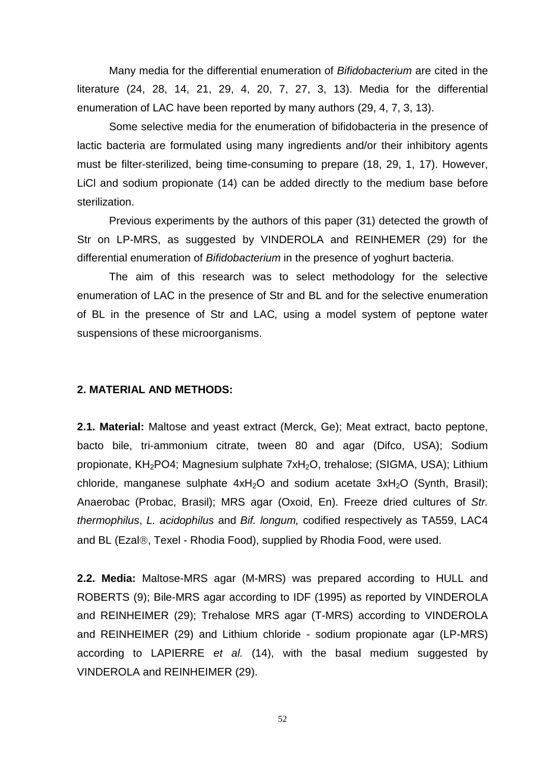Many media for the differential enumeration of *Bifidobacterium* are cited in the literature (24, 28, 14, 21, 29, 4, 20, 7, 27, 3, 13). Media for the differential enumeration of LAC have been reported by many authors (29, 4, 7, 3, 13).

Some selective media for the enumeration of bifidobacteria in the presence of lactic bacteria are formulated using many ingredients and/or their inhibitory agents must be filter-sterilized, being time-consuming to prepare (18, 29, 1, 17). However, LiCl and sodium propionate (14) can be added directly to the medium base before sterilization.

Previous experiments by the authors of this paper (31) detected the growth of Str on LP-MRS, as suggested by VINDEROLA and REINHEMER (29) for the differential enumeration of *Bifidobacterium* in the presence of yoghurt bacteria.

The aim of this research was to select methodology for the selective enumeration of LAC in the presence of Str and BL and for the selective enumeration of BL in the presence of Str and LAC*,* using a model system of peptone water suspensions of these microorganisms.

## 2. MATERIAL AND METHODS:

**2.1. Material:** Maltose and yeast extract (Merck, Ge); Meat extract, bacto peptone, bacto bile, tri-ammonium citrate, tween 80 and agar (Difco, USA); Sodium propionate, $KH_2PO4$; Magnesium sulphate $7xH_2O$, trehalose; (SIGMA, USA); Lithium chloride, manganese sulphate $4xH_2O$ and sodium acetate $3xH_2O$ (Synth, Brasil); Anaerobac (Probac, Brasil); MRS agar (Oxoid, En). Freeze dried cultures of *Str. thermophilus*, *L. acidophilus* and *Bif. longum,* codified respectively as TA559, LAC4 and BL (Ezal®, Texel - Rhodia Food), supplied by Rhodia Food, were used.

**2.2. Media:** Maltose-MRS agar (M-MRS) was prepared according to HULL and ROBERTS (9); Bile-MRS agar according to IDF (1995) as reported by VINDEROLA and REINHEIMER (29); Trehalose MRS agar (T-MRS) according to VINDEROLA and REINHEIMER (29) and Lithium chloride - sodium propionate agar (LP-MRS) according to LAPIERRE *et al.* (14), with the basal medium suggested by VINDEROLA and REINHEIMER (29).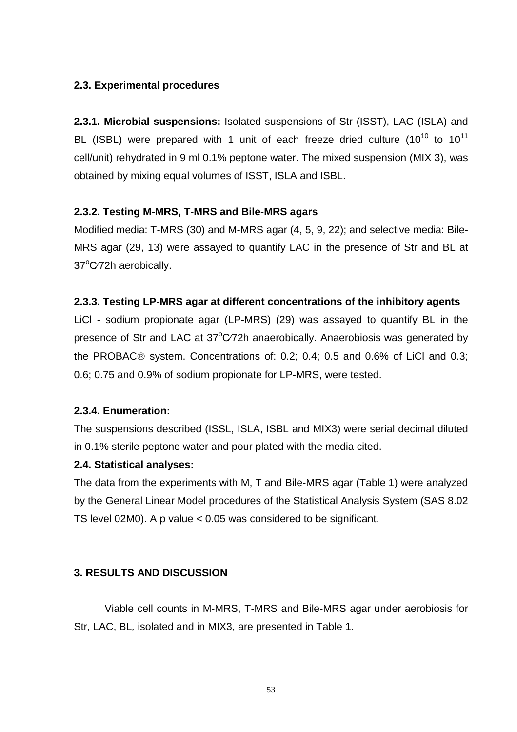### 2.3. Experimental procedures

**2.3.1. Microbial suspensions:** Isolated suspensions of Str (ISST), LAC (ISLA) and BL (ISBL) were prepared with 1 unit of each freeze dried culture ($10^{10}$ to $10^{11}$ cell/unit) rehydrated in 9 ml 0.1% peptone water. The mixed suspension (MIX 3), was obtained by mixing equal volumes of ISST, ISLA and ISBL.

**2.3.2. Testing M-MRS, T-MRS and Bile-MRS agars**

Modified media: T-MRS (30) and M-MRS agar (4, 5, 9, 22); and selective media: Bile-MRS agar (29, 13) were assayed to quantify LAC in the presence of Str and BL at 37$^{o}$C/72h aerobically.

**2.3.3. Testing LP-MRS agar at different concentrations of the inhibitory agents**

LiCl - sodium propionate agar (LP-MRS) (29) was assayed to quantify BL in the presence of Str and LAC at 37$^{o}$C/72h anaerobically. Anaerobiosis was generated by the PROBAC® system. Concentrations of: 0.2; 0.4; 0.5 and 0.6% of LiCl and 0.3; 0.6; 0.75 and 0.9% of sodium propionate for LP-MRS, were tested.

**2.3.4. Enumeration:**

The suspensions described (ISSL, ISLA, ISBL and MIX3) were serial decimal diluted in 0.1% sterile peptone water and pour plated with the media cited.

### 2.4. Statistical analyses:

The data from the experiments with M, T and Bile-MRS agar (Table 1) were analyzed by the General Linear Model procedures of the Statistical Analysis System (SAS 8.02 TS level 02M0). A p value $< 0.05$ was considered to be significant.

## 3. RESULTS AND DISCUSSION

Viable cell counts in M-MRS, T-MRS and Bile-MRS agar under aerobiosis for Str, LAC, BL, isolated and in MIX3, are presented in Table 1.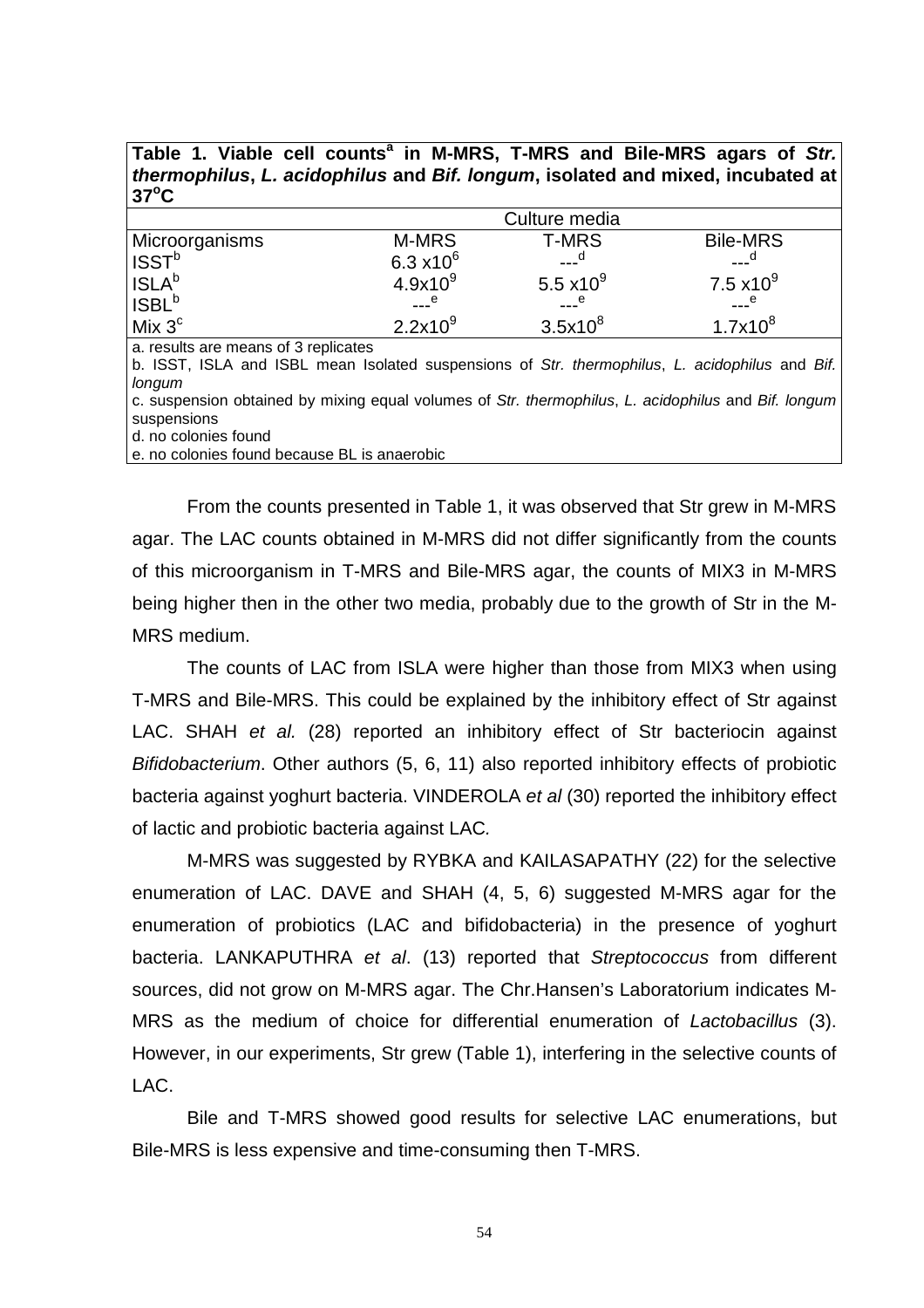**Table 1. Viable cell counts[a] in M-MRS, T-MRS and Bile-MRS agars of *Str. thermophilus*, *L. acidophilus* and *Bif. longum*, isolated and mixed, incubated at 37°C**

| | Culture media | | |
|---|---|---|---|
| Microorganisms | M-MRS | T-MRS | Bile-MRS |
| ISST[b] | $6.3 \times 10^6$ | ---[d] | ---[d] |
| ISLA[b] | $4.9 \times 10^9$ | $5.5 \times 10^9$ | $7.5 \times 10^9$ |
| ISBL[b] | ---[e] | ---[e] | ---[e] |
| Mix 3[c] | $2.2 \times 10^9$ | $3.5 \times 10^8$ | $1.7 \times 10^8$ |

a. results are means of 3 replicates
b. ISST, ISLA and ISBL mean Isolated suspensions of *Str. thermophilus*, *L. acidophilus* and *Bif. longum*
c. suspension obtained by mixing equal volumes of *Str. thermophilus*, *L. acidophilus* and *Bif. longum* suspensions
d. no colonies found
e. no colonies found because BL is anaerobic

From the counts presented in Table 1, it was observed that Str grew in M-MRS agar. The LAC counts obtained in M-MRS did not differ significantly from the counts of this microorganism in T-MRS and Bile-MRS agar, the counts of MIX3 in M-MRS being higher then in the other two media, probably due to the growth of Str in the M-MRS medium.

The counts of LAC from ISLA were higher than those from MIX3 when using T-MRS and Bile-MRS. This could be explained by the inhibitory effect of Str against LAC. SHAH *et al.* (28) reported an inhibitory effect of Str bacteriocin against *Bifidobacterium*. Other authors (5, 6, 11) also reported inhibitory effects of probiotic bacteria against yoghurt bacteria. VINDEROLA *et al* (30) reported the inhibitory effect of lactic and probiotic bacteria against LAC*.*

M-MRS was suggested by RYBKA and KAILASAPATHY (22) for the selective enumeration of LAC. DAVE and SHAH (4, 5, 6) suggested M-MRS agar for the enumeration of probiotics (LAC and bifidobacteria) in the presence of yoghurt bacteria. LANKAPUTHRA *et al*. (13) reported that *Streptococcus* from different sources, did not grow on M-MRS agar. The Chr.Hansen's Laboratorium indicates M-MRS as the medium of choice for differential enumeration of *Lactobacillus* (3). However, in our experiments, Str grew (Table 1), interfering in the selective counts of LAC.

Bile and T-MRS showed good results for selective LAC enumerations, but Bile-MRS is less expensive and time-consuming then T-MRS.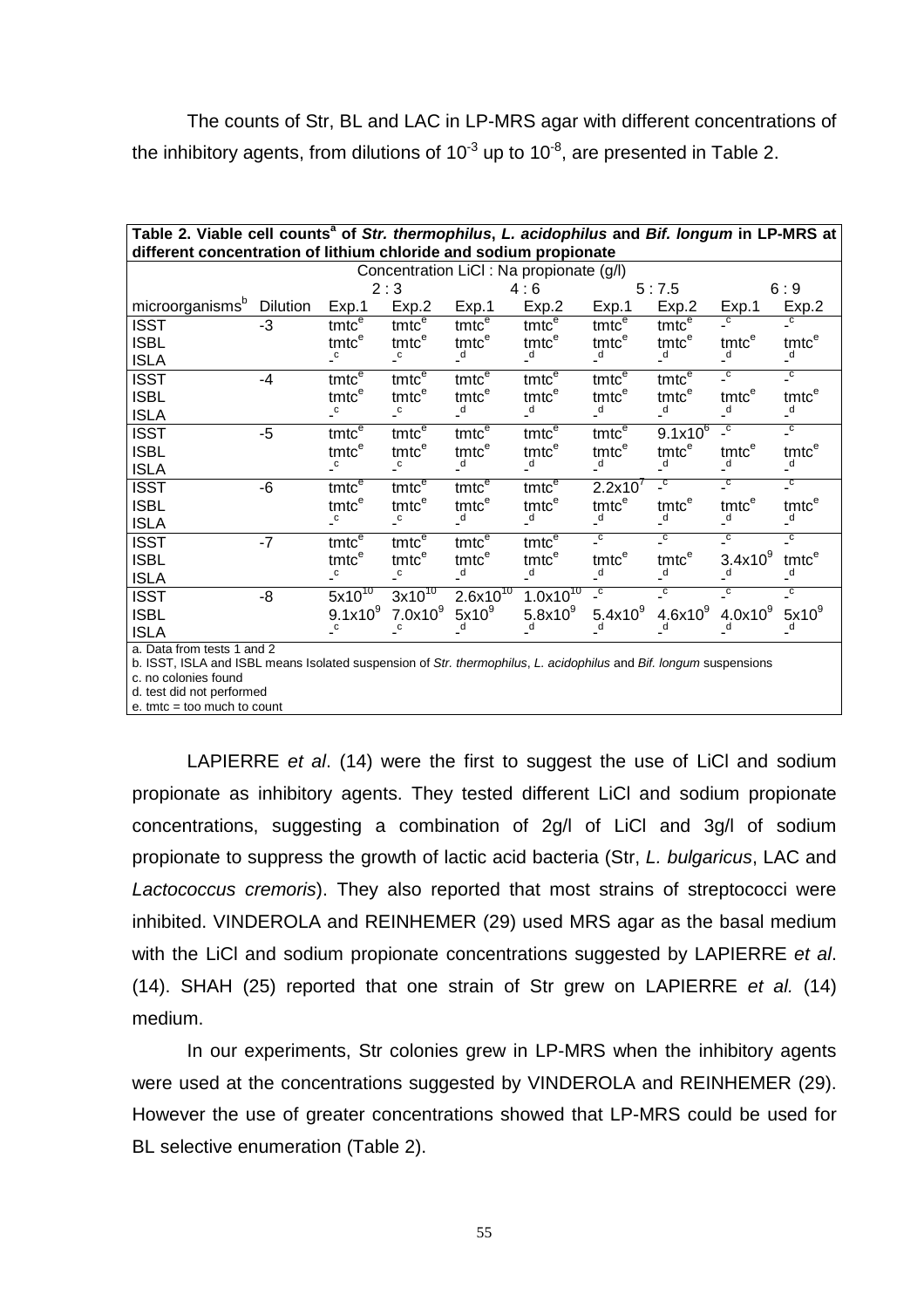The counts of Str, BL and LAC in LP-MRS agar with different concentrations of the inhibitory agents, from dilutions of $10^{-3}$ up to $10^{-8}$, are presented in Table 2.

**Table 2. Viable cell counts[a] of *Str. thermophilus*, *L. acidophilus* and *Bif. longum* in LP-MRS at different concentration of lithium chloride and sodium propionate**

| | | Concentration LiCl : Na propionate (g/l) | | | | | | | |
|---|---|---|---|---|---|---|---|---|---|
| | | 2 : 3 | | 4 : 6 | | 5 : 7.5 | | 6 : 9 | |
| microorganisms[b] | Dilution | Exp.1 | Exp.2 | Exp.1 | Exp.2 | Exp.1 | Exp.2 | Exp.1 | Exp.2 |
| ISST | -3 | tmtc[e] | tmtc[e] | tmtc[e] | tmtc[e] | tmtc[e] | tmtc[e] | -[c] | -[c] |
| ISBL | | tmtc[e] | tmtc[e] | tmtc[e] | tmtc[e] | tmtc[e] | tmtc[e] | tmtc[e] | tmtc[e] |
| ISLA | | -[c] | -[c] | -[d] | -[d] | -[d] | -[d] | -[d] | -[d] |
| ISST | -4 | tmtc[e] | tmtc[e] | tmtc[e] | tmtc[e] | tmtc[e] | tmtc[e] | -[c] | -[c] |
| ISBL | | tmtc[e] | tmtc[e] | tmtc[e] | tmtc[e] | tmtc[e] | tmtc[e] | tmtc[e] | tmtc[e] |
| ISLA | | -[c] | -[c] | -[d] | -[d] | -[d] | -[d] | -[d] | -[d] |
| ISST | -5 | tmtc[e] | tmtc[e] | tmtc[e] | tmtc[e] | tmtc[e] | $9.1x10^6$ | -[c] | -[c] |
| ISBL | | tmtc[e] | tmtc[e] | tmtc[e] | tmtc[e] | tmtc[e] | tmtc[e] | tmtc[e] | tmtc[e] |
| ISLA | | -[c] | -[c] | -[d] | -[d] | -[d] | -[d] | -[d] | -[d] |
| ISST | -6 | tmtc[e] | tmtc[e] | tmtc[e] | tmtc[e] | $2.2x10^7$ | -[c] | -[c] | -[c] |
| ISBL | | tmtc[e] | tmtc[e] | tmtc[e] | tmtc[e] | tmtc[e] | tmtc[e] | tmtc[e] | tmtc[e] |
| ISLA | | -[c] | -[c] | -[d] | -[d] | -[d] | -[d] | -[d] | -[d] |
| ISST | -7 | tmtc[e] | tmtc[e] | tmtc[e] | tmtc[e] | -[c] | -[c] | -[c] | -[c] |
| ISBL | | tmtc[e] | tmtc[e] | tmtc[e] | tmtc[e] | tmtc[e] | tmtc[e] | $3.4x10^9$ | tmtc[e] |
| ISLA | | -[c] | -[c] | -[d] | -[d] | -[d] | -[d] | -[d] | -[d] |
| ISST | -8 | $5x10^{10}$ | $3x10^{10}$ | $2.6x10^{10}$ | $1.0x10^{10}$ | -[c] | -[c] | -[c] | -[c] |
| ISBL | | $9.1x10^9$ | $7.0x10^9$ | $5x10^9$ | $5.8x10^9$ | $5.4x10^9$ | $4.6x10^9$ | $4.0x10^9$ | $5x10^9$ |
| ISLA | | -[c] | -[c] | -[d] | -[d] | -[d] | -[d] | -[d] | -[d] |

a. Data from tests 1 and 2
b. ISST, ISLA and ISBL means Isolated suspension of *Str. thermophilus*, *L. acidophilus* and *Bif. longum* suspensions
c. no colonies found
d. test did not performed
e. tmtc = too much to count

LAPIERRE *et al*. (14) were the first to suggest the use of LiCl and sodium propionate as inhibitory agents. They tested different LiCl and sodium propionate concentrations, suggesting a combination of 2g/l of LiCl and 3g/l of sodium propionate to suppress the growth of lactic acid bacteria (Str, *L. bulgaricus*, LAC and *Lactococcus cremoris*). They also reported that most strains of streptococci were inhibited. VINDEROLA and REINHEMER (29) used MRS agar as the basal medium with the LiCl and sodium propionate concentrations suggested by LAPIERRE *et al*. (14). SHAH (25) reported that one strain of Str grew on LAPIERRE *et al.* (14) medium.

In our experiments, Str colonies grew in LP-MRS when the inhibitory agents were used at the concentrations suggested by VINDEROLA and REINHEMER (29). However the use of greater concentrations showed that LP-MRS could be used for BL selective enumeration (Table 2).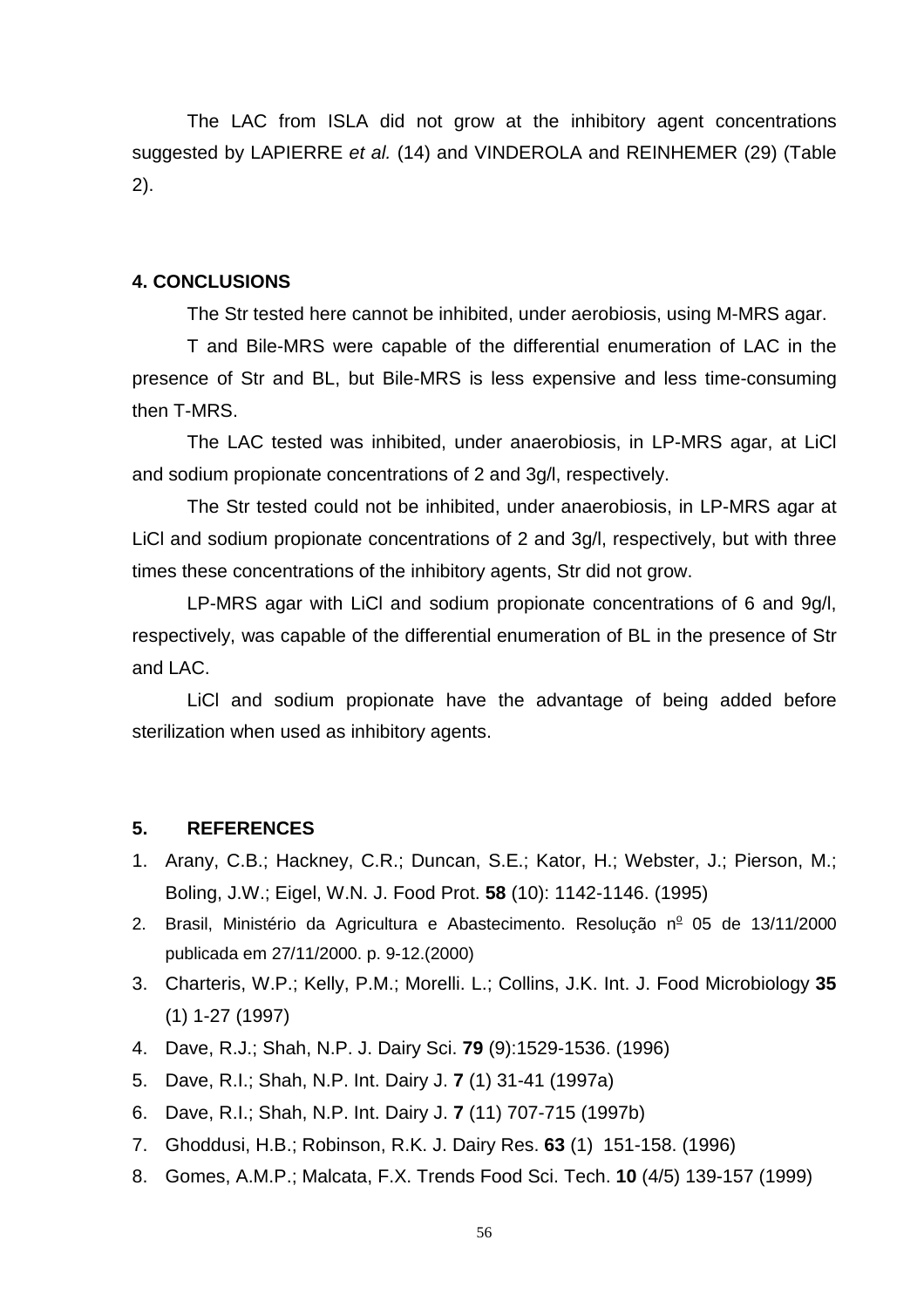The LAC from ISLA did not grow at the inhibitory agent concentrations suggested by LAPIERRE *et al.* (14) and VINDEROLA and REINHEMER (29) (Table 2).

## 4. CONCLUSIONS

The Str tested here cannot be inhibited, under aerobiosis, using M-MRS agar.

T and Bile-MRS were capable of the differential enumeration of LAC in the presence of Str and BL, but Bile-MRS is less expensive and less time-consuming then T-MRS.

The LAC tested was inhibited, under anaerobiosis, in LP-MRS agar, at LiCl and sodium propionate concentrations of 2 and 3g/l, respectively.

The Str tested could not be inhibited, under anaerobiosis, in LP-MRS agar at LiCl and sodium propionate concentrations of 2 and 3g/l, respectively, but with three times these concentrations of the inhibitory agents, Str did not grow.

LP-MRS agar with LiCl and sodium propionate concentrations of 6 and 9g/l, respectively, was capable of the differential enumeration of BL in the presence of Str and LAC.

LiCl and sodium propionate have the advantage of being added before sterilization when used as inhibitory agents.

## 5. REFERENCES

1. Arany, C.B.; Hackney, C.R.; Duncan, S.E.; Kator, H.; Webster, J.; Pierson, M.; Boling, J.W.; Eigel, W.N. J. Food Prot. **58** (10): 1142-1146. (1995)
2. Brasil, Ministério da Agricultura e Abastecimento. Resolução nº 05 de 13/11/2000 publicada em 27/11/2000. p. 9-12.(2000)
3. Charteris, W.P.; Kelly, P.M.; Morelli. L.; Collins, J.K. Int. J. Food Microbiology **35** (1) 1-27 (1997)
4. Dave, R.J.; Shah, N.P. J. Dairy Sci. **79** (9):1529-1536. (1996)
5. Dave, R.I.; Shah, N.P. Int. Dairy J. **7** (1) 31-41 (1997a)
6. Dave, R.I.; Shah, N.P. Int. Dairy J. **7** (11) 707-715 (1997b)
7. Ghoddusi, H.B.; Robinson, R.K. J. Dairy Res. **63** (1) 151-158. (1996)
8. Gomes, A.M.P.; Malcata, F.X. Trends Food Sci. Tech. **10** (4/5) 139-157 (1999)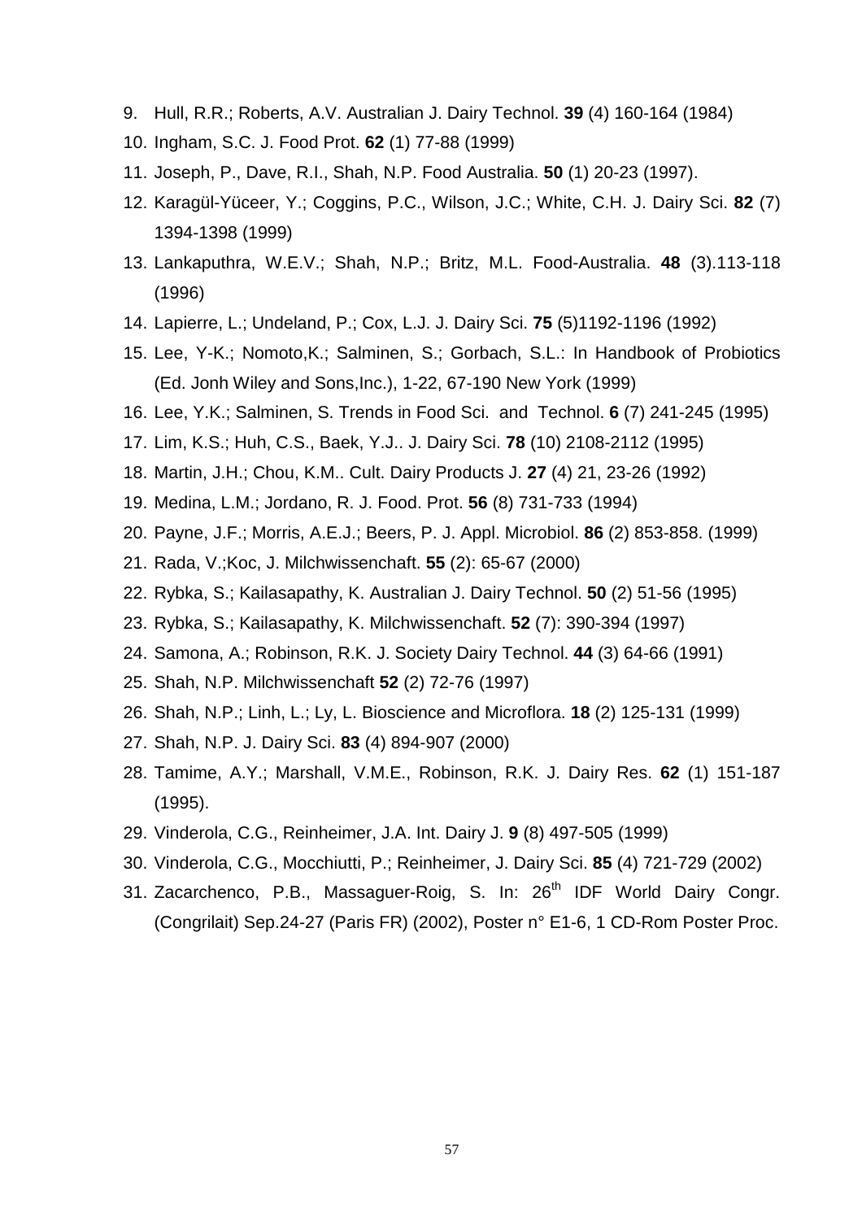9. Hull, R.R.; Roberts, A.V. Australian J. Dairy Technol. **39** (4) 160-164 (1984)
10. Ingham, S.C. J. Food Prot. **62** (1) 77-88 (1999)
11. Joseph, P., Dave, R.I., Shah, N.P. Food Australia. **50** (1) 20-23 (1997).
12. Karagül-Yüceer, Y.; Coggins, P.C., Wilson, J.C.; White, C.H. J. Dairy Sci. **82** (7) 1394-1398 (1999)
13. Lankaputhra, W.E.V.; Shah, N.P.; Britz, M.L. Food-Australia. **48** (3).113-118 (1996)
14. Lapierre, L.; Undeland, P.; Cox, L.J. J. Dairy Sci. **75** (5)1192-1196 (1992)
15. Lee, Y-K.; Nomoto,K.; Salminen, S.; Gorbach, S.L.: In Handbook of Probiotics (Ed. Jonh Wiley and Sons,Inc.), 1-22, 67-190 New York (1999)
16. Lee, Y.K.; Salminen, S. Trends in Food Sci. and Technol. **6** (7) 241-245 (1995)
17. Lim, K.S.; Huh, C.S., Baek, Y.J.. J. Dairy Sci. **78** (10) 2108-2112 (1995)
18. Martin, J.H.; Chou, K.M.. Cult. Dairy Products J. **27** (4) 21, 23-26 (1992)
19. Medina, L.M.; Jordano, R. J. Food. Prot. **56** (8) 731-733 (1994)
20. Payne, J.F.; Morris, A.E.J.; Beers, P. J. Appl. Microbiol. **86** (2) 853-858. (1999)
21. Rada, V.;Koc, J. Milchwissenchaft. **55** (2): 65-67 (2000)
22. Rybka, S.; Kailasapathy, K. Australian J. Dairy Technol. **50** (2) 51-56 (1995)
23. Rybka, S.; Kailasapathy, K. Milchwissenchaft. **52** (7): 390-394 (1997)
24. Samona, A.; Robinson, R.K. J. Society Dairy Technol. **44** (3) 64-66 (1991)
25. Shah, N.P. Milchwissenchaft **52** (2) 72-76 (1997)
26. Shah, N.P.; Linh, L.; Ly, L. Bioscience and Microflora. **18** (2) 125-131 (1999)
27. Shah, N.P. J. Dairy Sci. **83** (4) 894-907 (2000)
28. Tamime, A.Y.; Marshall, V.M.E., Robinson, R.K. J. Dairy Res. **62** (1) 151-187 (1995).
29. Vinderola, C.G., Reinheimer, J.A. Int. Dairy J. **9** (8) 497-505 (1999)
30. Vinderola, C.G., Mocchiutti, P.; Reinheimer, J. Dairy Sci. **85** (4) 721-729 (2002)
31. Zacarchenco, P.B., Massaguer-Roig, S. In: 26th IDF World Dairy Congr. (Congrilait) Sep.24-27 (Paris FR) (2002), Poster n° E1-6, 1 CD-Rom Poster Proc.